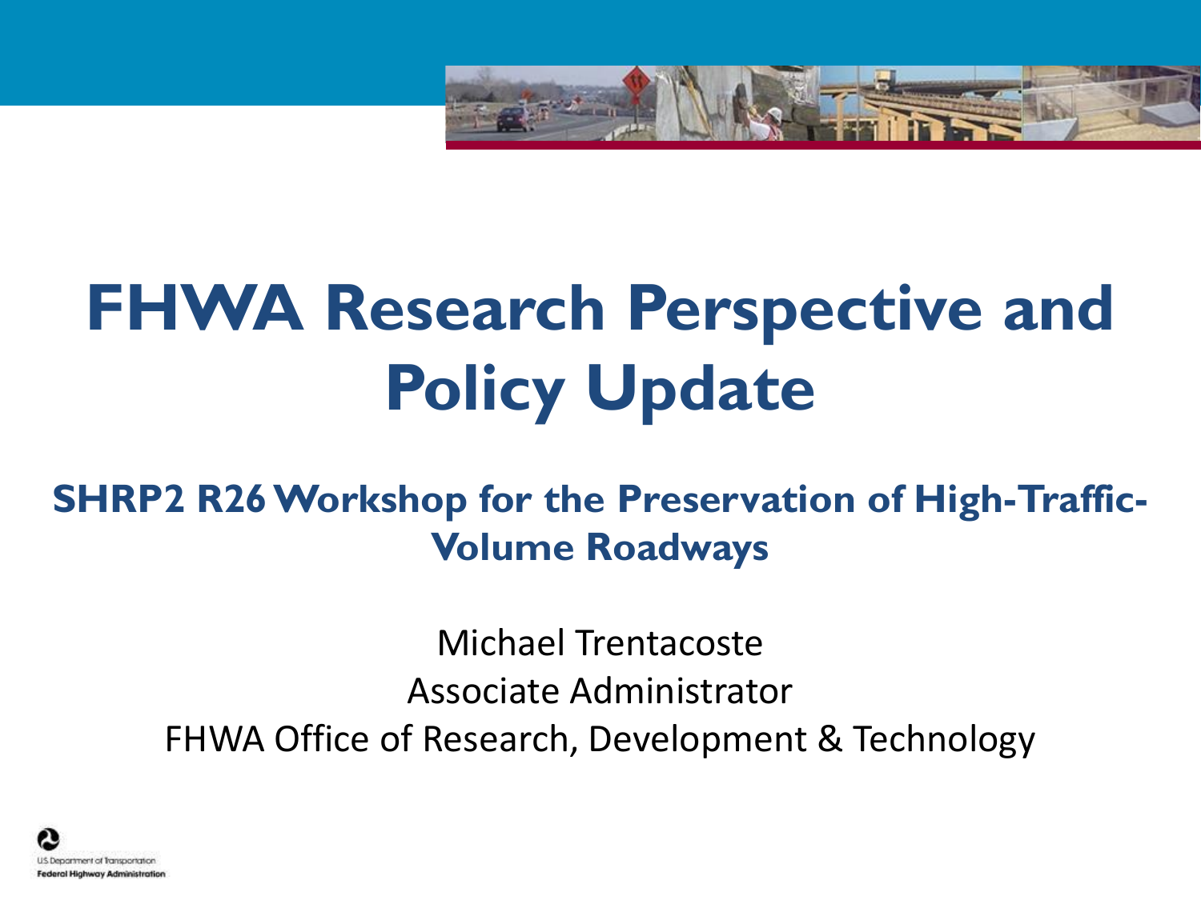# FHWA Research Perspective and Policy Update

## SHRP2 R26 Workshop for the Preservation of High-Traffic-Volume Roadways

Michael Trentacoste
Associate Administrator
FHWA Office of Research, Development & Technology

U.S. Department of Transportation
Federal Highway Administration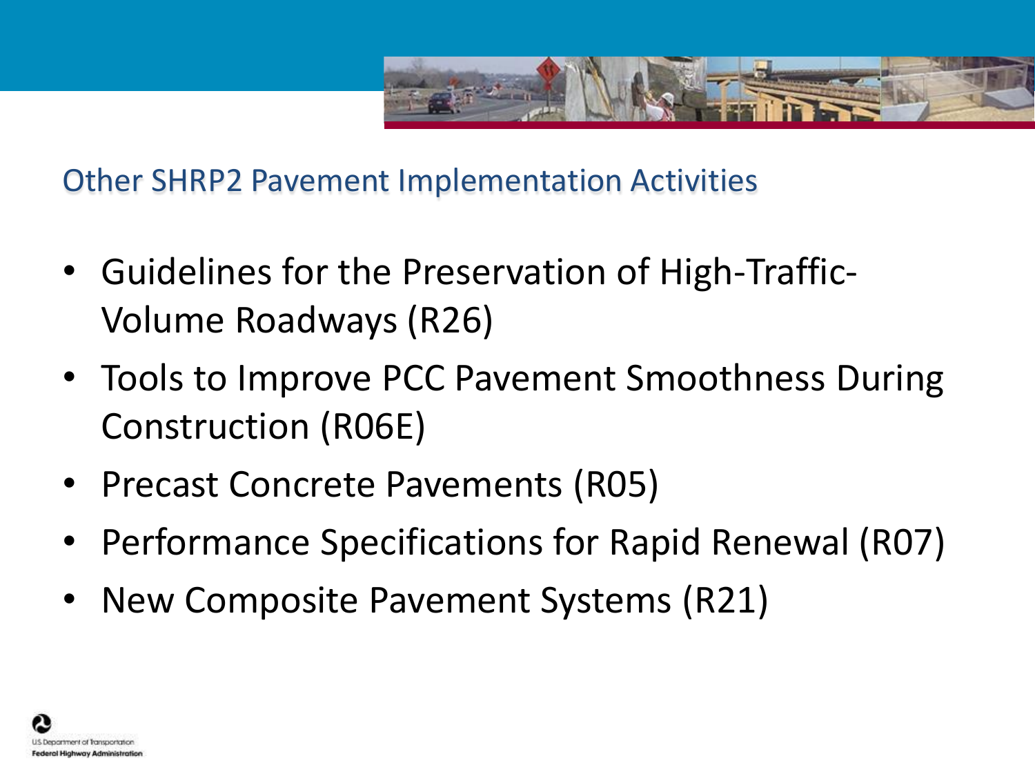## Other SHRP2 Pavement Implementation Activities

- Guidelines for the Preservation of High-Traffic-Volume Roadways (R26)
- Tools to Improve PCC Pavement Smoothness During Construction (R06E)
- Precast Concrete Pavements (R05)
- Performance Specifications for Rapid Renewal (R07)
- New Composite Pavement Systems (R21)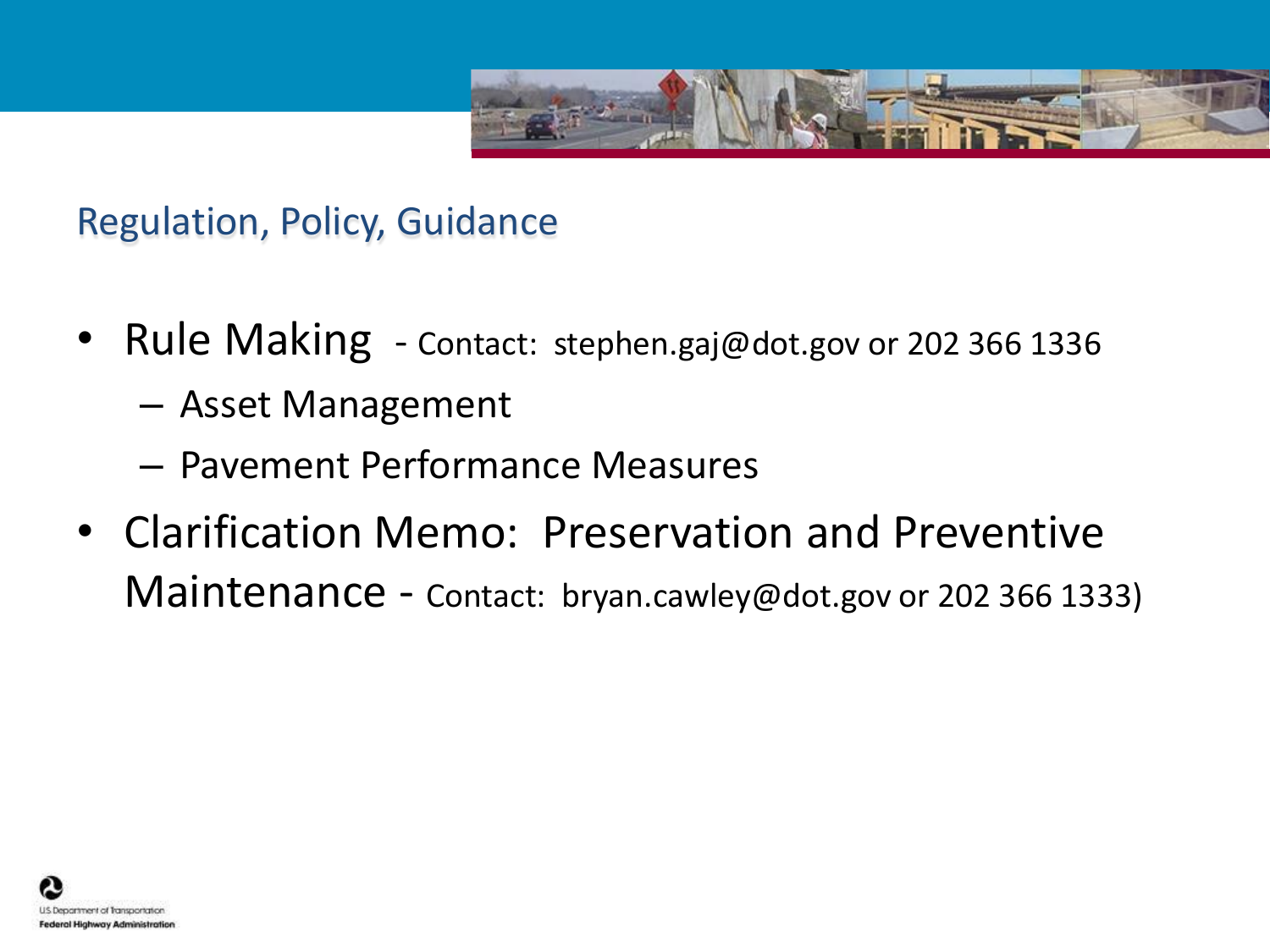## Regulation, Policy, Guidance

- Rule Making - Contact: stephen.gaj@dot.gov or 202 366 1336
  - Asset Management
  - Pavement Performance Measures
- Clarification Memo: Preservation and Preventive Maintenance - Contact: bryan.cawley@dot.gov or 202 366 1333)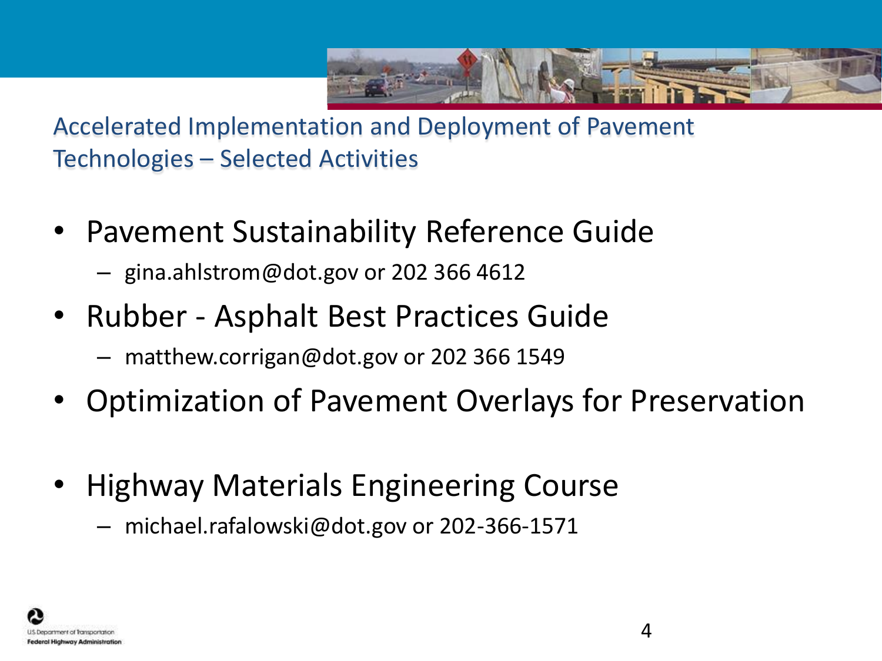# Accelerated Implementation and Deployment of Pavement Technologies – Selected Activities

- Pavement Sustainability Reference Guide
  - gina.ahlstrom@dot.gov or 202 366 4612
- Rubber - Asphalt Best Practices Guide
  - matthew.corrigan@dot.gov or 202 366 1549
- Optimization of Pavement Overlays for Preservation
- Highway Materials Engineering Course
  - michael.rafalowski@dot.gov or 202-366-1571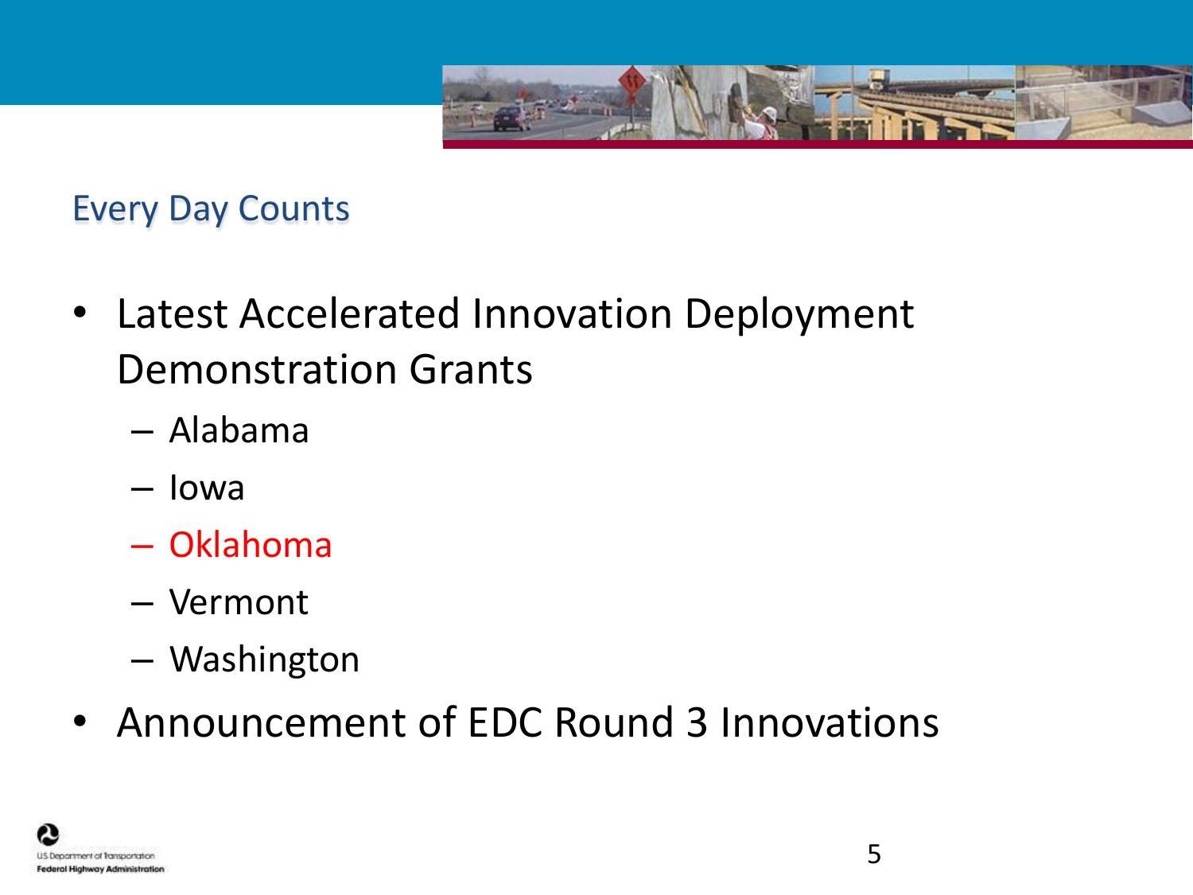## Every Day Counts

- Latest Accelerated Innovation Deployment Demonstration Grants
  - Alabama
  - Iowa
  - Oklahoma
  - Vermont
  - Washington
- Announcement of EDC Round 3 Innovations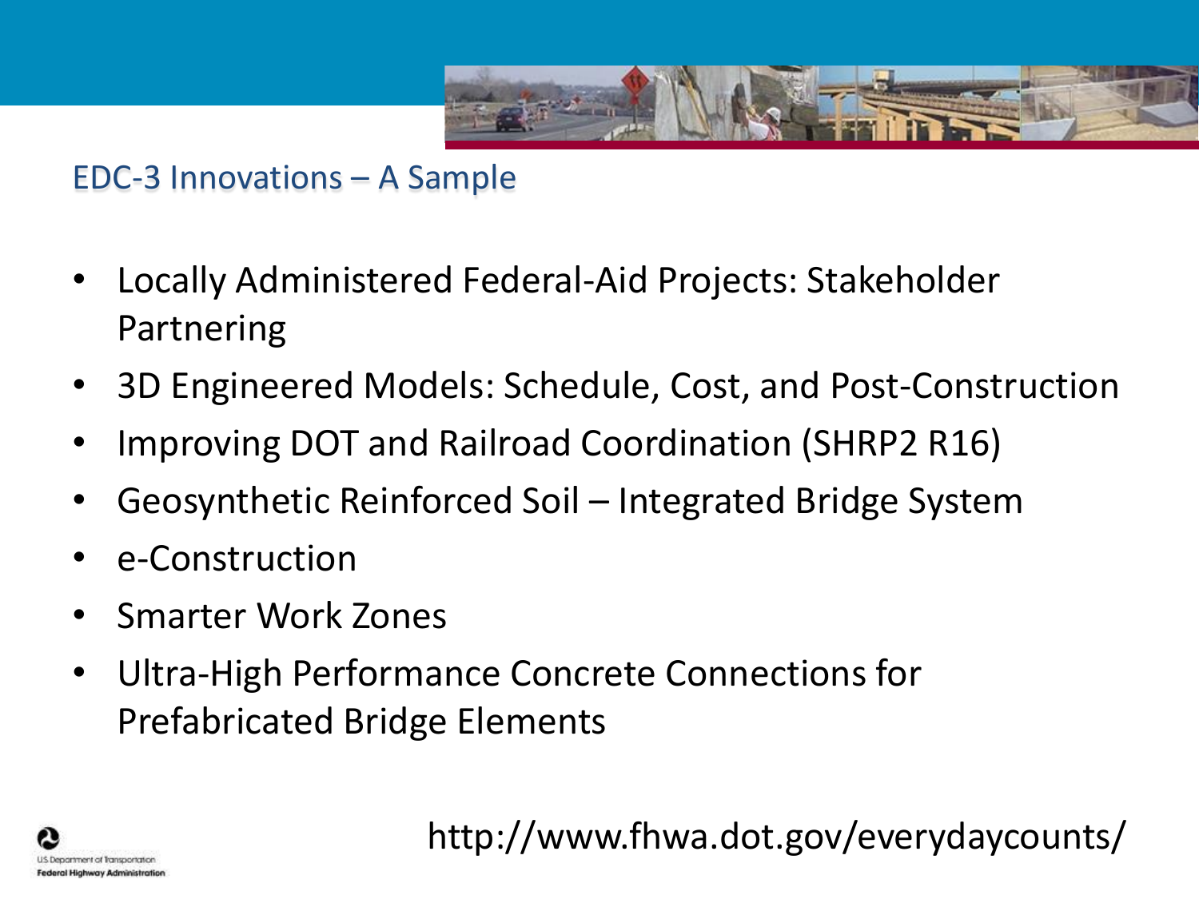## EDC-3 Innovations – A Sample

- Locally Administered Federal-Aid Projects: Stakeholder Partnering
- 3D Engineered Models: Schedule, Cost, and Post-Construction
- Improving DOT and Railroad Coordination (SHRP2 R16)
- Geosynthetic Reinforced Soil – Integrated Bridge System
- e-Construction
- Smarter Work Zones
- Ultra-High Performance Concrete Connections for Prefabricated Bridge Elements

http://www.fhwa.dot.gov/everydaycounts/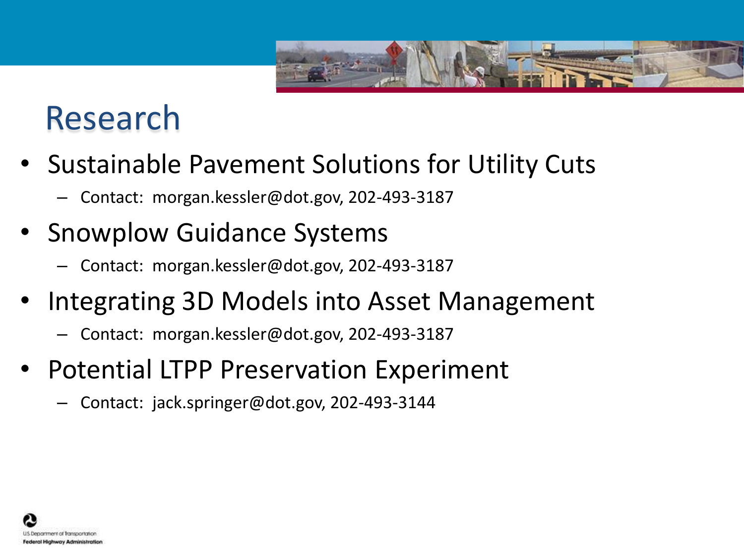# Research

- Sustainable Pavement Solutions for Utility Cuts
  - Contact: morgan.kessler@dot.gov, 202-493-3187
- Snowplow Guidance Systems
  - Contact: morgan.kessler@dot.gov, 202-493-3187
- Integrating 3D Models into Asset Management
  - Contact: morgan.kessler@dot.gov, 202-493-3187
- Potential LTPP Preservation Experiment
  - Contact: jack.springer@dot.gov, 202-493-3144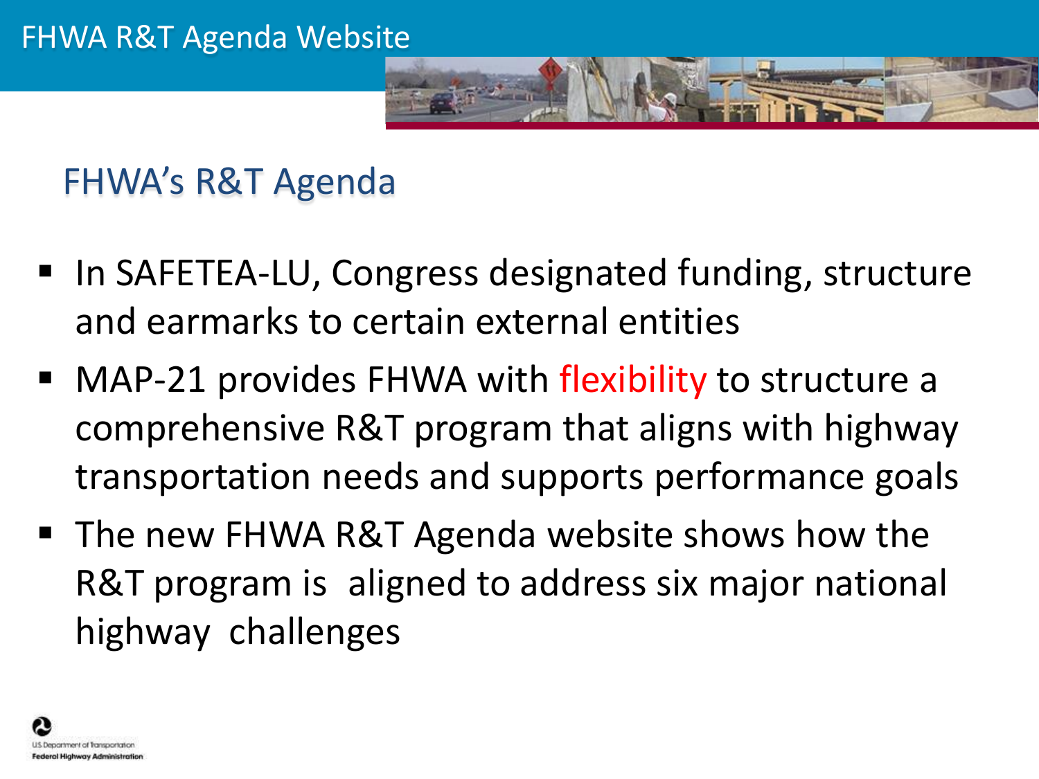# FHWA R&T Agenda Website

## FHWA's R&T Agenda

- In SAFETEA-LU, Congress designated funding, structure and earmarks to certain external entities
- MAP-21 provides FHWA with flexibility to structure a comprehensive R&T program that aligns with highway transportation needs and supports performance goals
- The new FHWA R&T Agenda website shows how the R&T program is aligned to address six major national highway challenges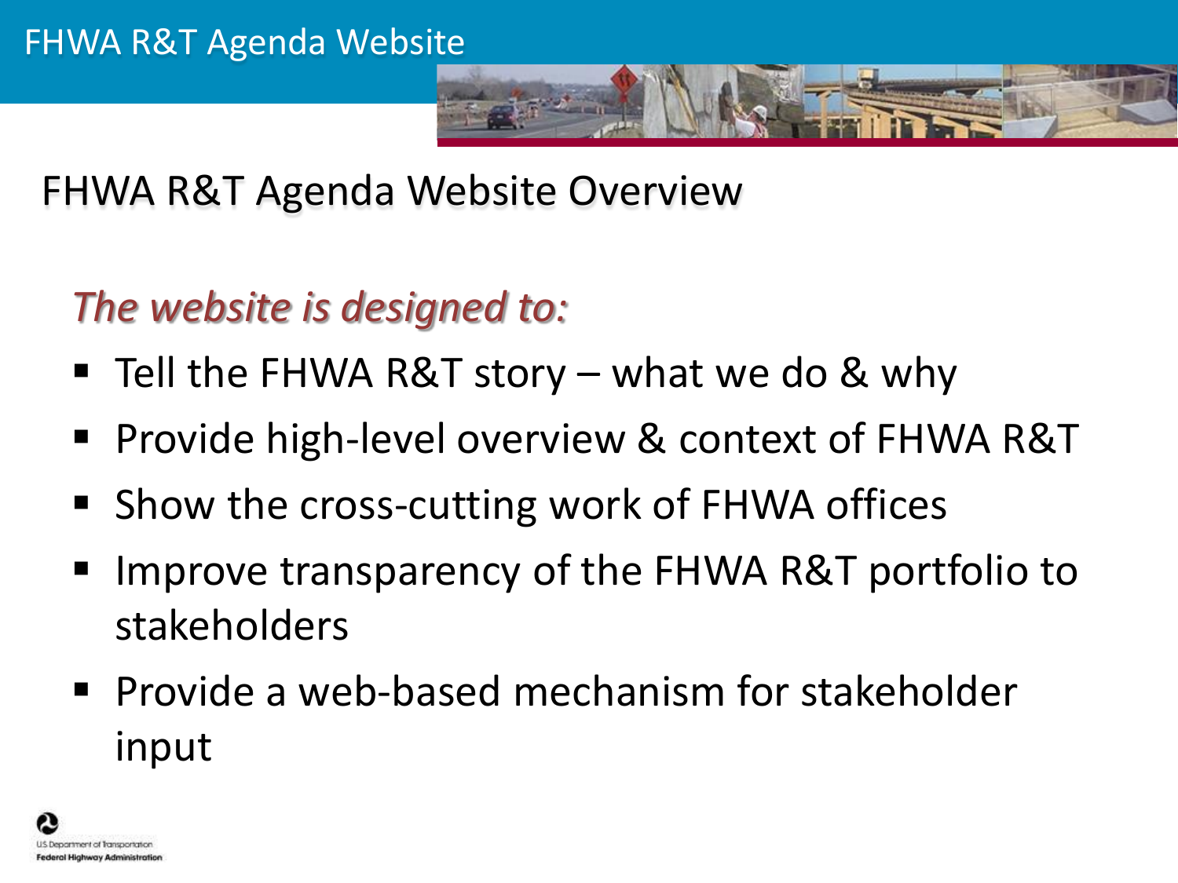# FHWA R&T Agenda Website

## FHWA R&T Agenda Website Overview

*The website is designed to:*

- Tell the FHWA R&T story – what we do & why
- Provide high-level overview & context of FHWA R&T
- Show the cross-cutting work of FHWA offices
- Improve transparency of the FHWA R&T portfolio to stakeholders
- Provide a web-based mechanism for stakeholder input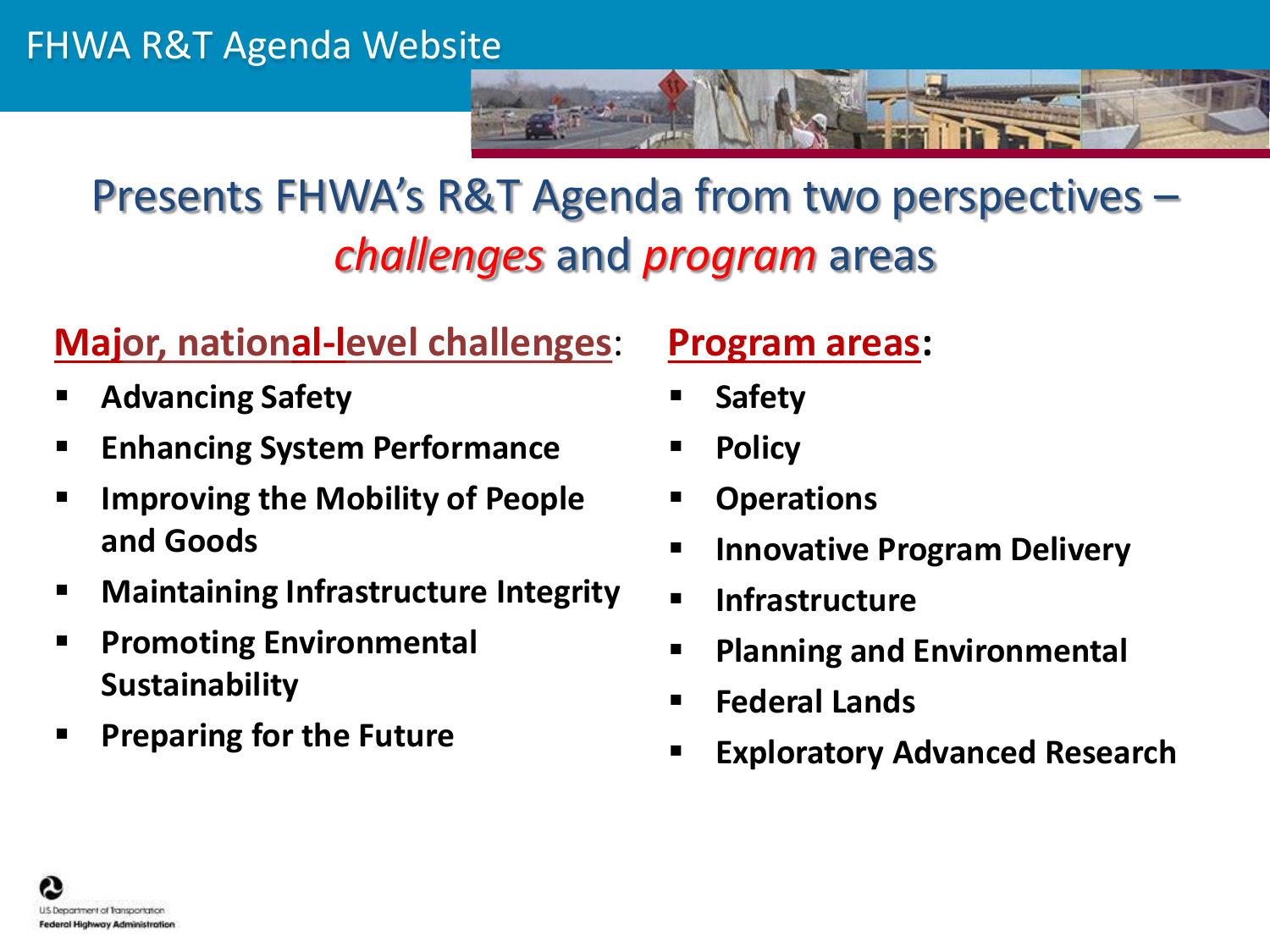# FHWA R&T Agenda Website

## Presents FHWA's R&T Agenda from two perspectives – *challenges* and *program* areas

**Major, national-level challenges**:

- **Advancing Safety**
- **Enhancing System Performance**
- **Improving the Mobility of People and Goods**
- **Maintaining Infrastructure Integrity**
- **Promoting Environmental Sustainability**
- **Preparing for the Future**

**Program areas:**

- **Safety**
- **Policy**
- **Operations**
- **Innovative Program Delivery**
- **Infrastructure**
- **Planning and Environmental**
- **Federal Lands**
- **Exploratory Advanced Research**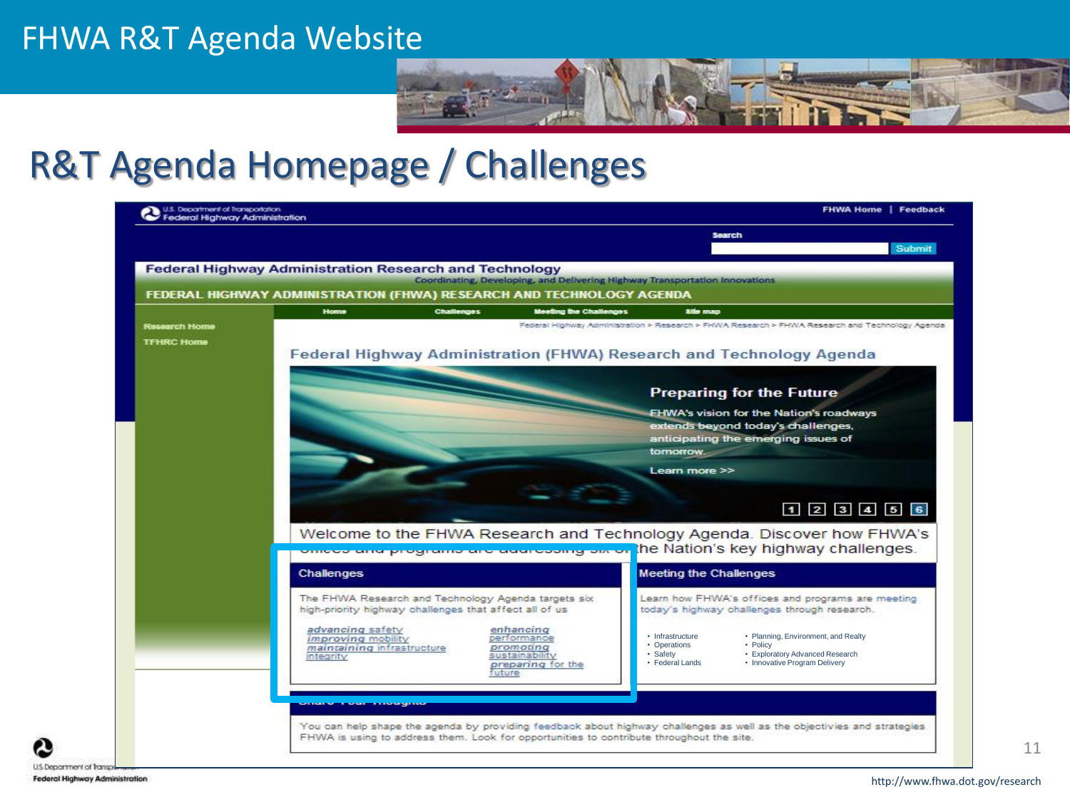# FHWA R&T Agenda Website

## R&T Agenda Homepage / Challenges

U.S. Department of Transportation
Federal Highway Administration

FHWA Home | Feedback

Search

Submit

**Federal Highway Administration Research and Technology**

Coordinating, Developing, and Delivering Highway Transportation Innovations

**FEDERAL HIGHWAY ADMINISTRATION (FHWA) RESEARCH AND TECHNOLOGY AGENDA**

Home | Challenges | Meeting the Challenges | Site map

Research Home

TFHRC Home

Federal Highway Administration > Research > FHWA Research > FHWA Research and Technology Agenda

### Federal Highway Administration (FHWA) Research and Technology Agenda

**Preparing for the Future**

FHWA's vision for the Nation's roadways extends beyond today's challenges, anticipating the emerging issues of tomorrow.

Learn more >>

1 2 3 4 5 6

Welcome to the FHWA Research and Technology Agenda. Discover how FHWA's offices and programs are addressing six of the Nation's key highway challenges.

**Challenges**

The FHWA Research and Technology Agenda targets six high-priority highway challenges that affect all of us

- *advancing* safety
- *improving* mobility
- *maintaining* infrastructure integrity
- *enhancing* performance
- *promoting* sustainability
- *preparing* for the future

**Meeting the Challenges**

Learn how FHWA's offices and programs are meeting today's highway challenges through research.

- Infrastructure
- Operations
- Safety
- Federal Lands
- Planning, Environment, and Realty
- Policy
- Exploratory Advanced Research
- Innovative Program Delivery

**Share Your Thoughts**

You can help shape the agenda by providing feedback about highway challenges as well as the objectives and strategies FHWA is using to address them. Look for opportunities to contribute throughout the site.

U.S. Department of Transportation
Federal Highway Administration

http://www.fhwa.dot.gov/research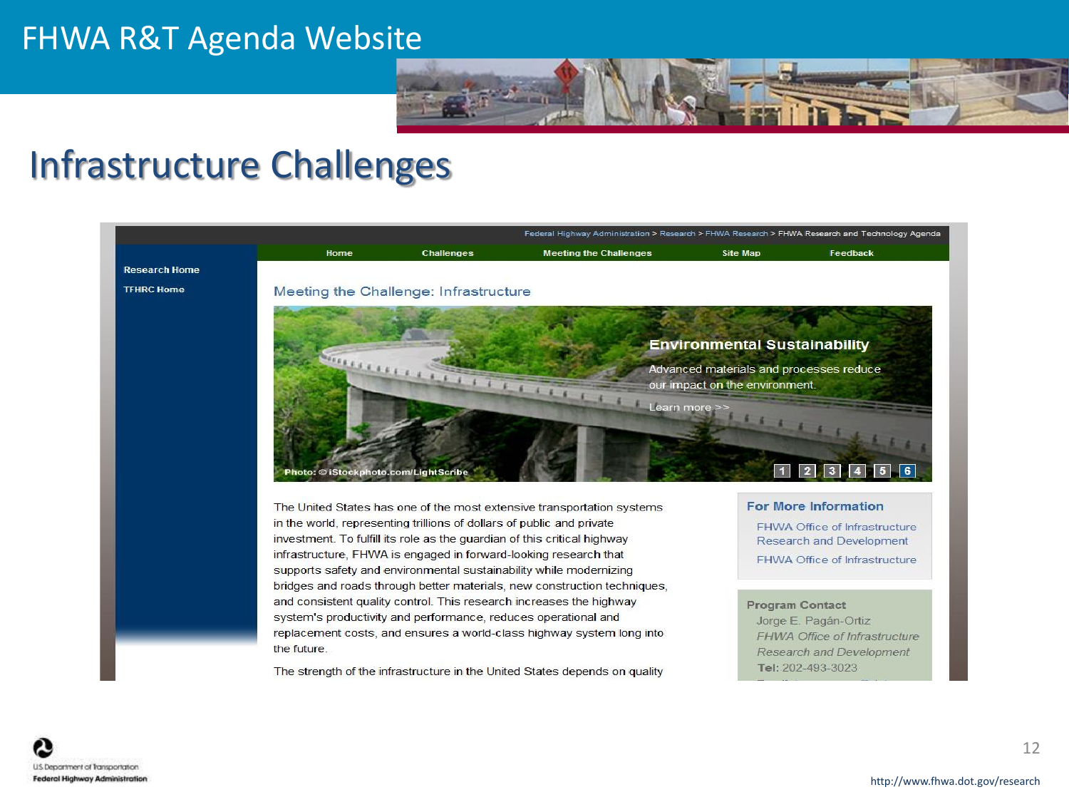# FHWA R&T Agenda Website

## Infrastructure Challenges

Federal Highway Administration > Research > FHWA Research > FHWA Research and Technology Agenda

Home | Challenges | Meeting the Challenges | Site Map | Feedback

Research Home

TFHRC Home

### Meeting the Challenge: Infrastructure

**Environmental Sustainability**

Advanced materials and processes reduce our impact on the environment.

Learn more >>

Photo: © iStockphoto.com/LightScribe

1 2 3 4 5 6

The United States has one of the most extensive transportation systems in the world, representing trillions of dollars of public and private investment. To fulfill its role as the guardian of this critical highway infrastructure, FHWA is engaged in forward-looking research that supports safety and environmental sustainability while modernizing bridges and roads through better materials, new construction techniques, and consistent quality control. This research increases the highway system's productivity and performance, reduces operational and replacement costs, and ensures a world-class highway system long into the future.

The strength of the infrastructure in the United States depends on quality

**For More Information**

FHWA Office of Infrastructure Research and Development

FHWA Office of Infrastructure

**Program Contact**

Jorge E. Pagán-Ortiz

*FHWA Office of Infrastructure Research and Development*

**Tel:** 202-493-3023

http://www.fhwa.dot.gov/research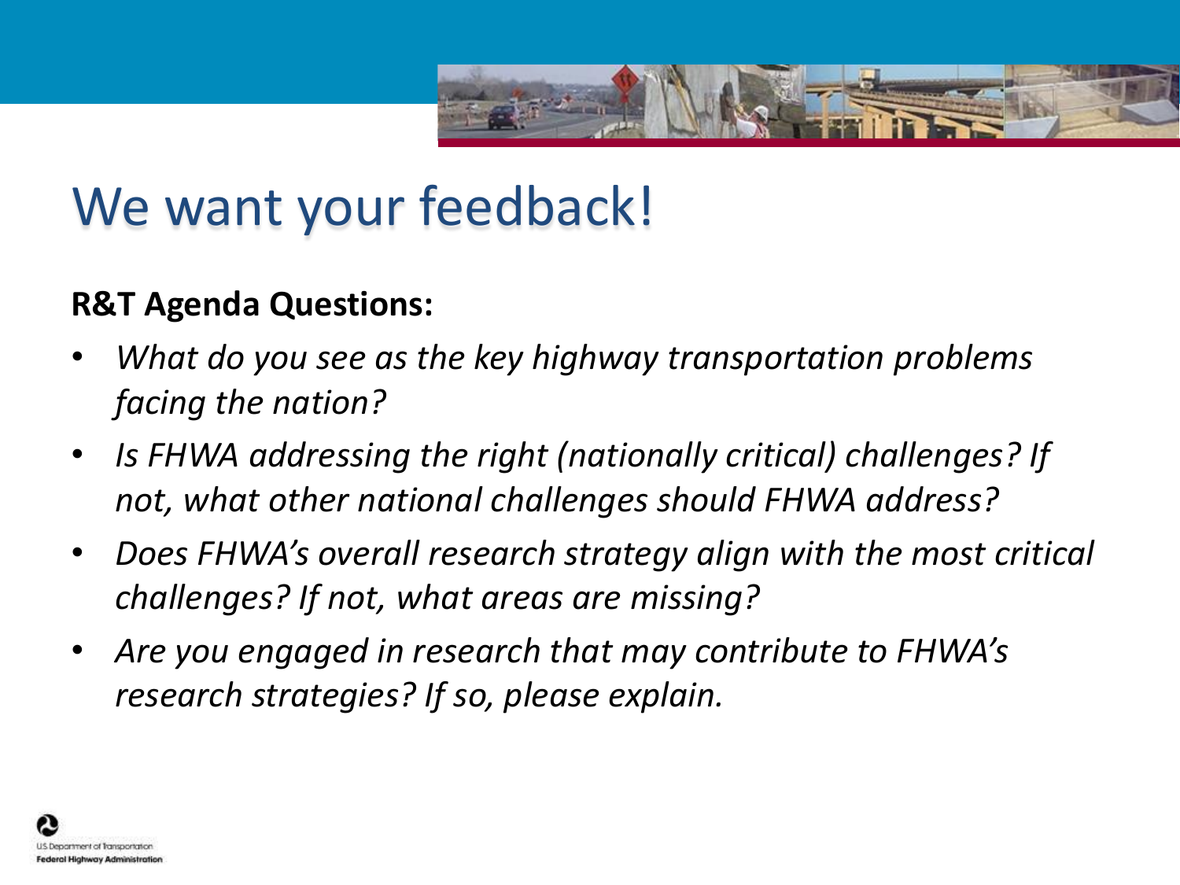# We want your feedback!

**R&T Agenda Questions:**

- *What do you see as the key highway transportation problems facing the nation?*
- *Is FHWA addressing the right (nationally critical) challenges? If not, what other national challenges should FHWA address?*
- *Does FHWA's overall research strategy align with the most critical challenges? If not, what areas are missing?*
- *Are you engaged in research that may contribute to FHWA's research strategies? If so, please explain.*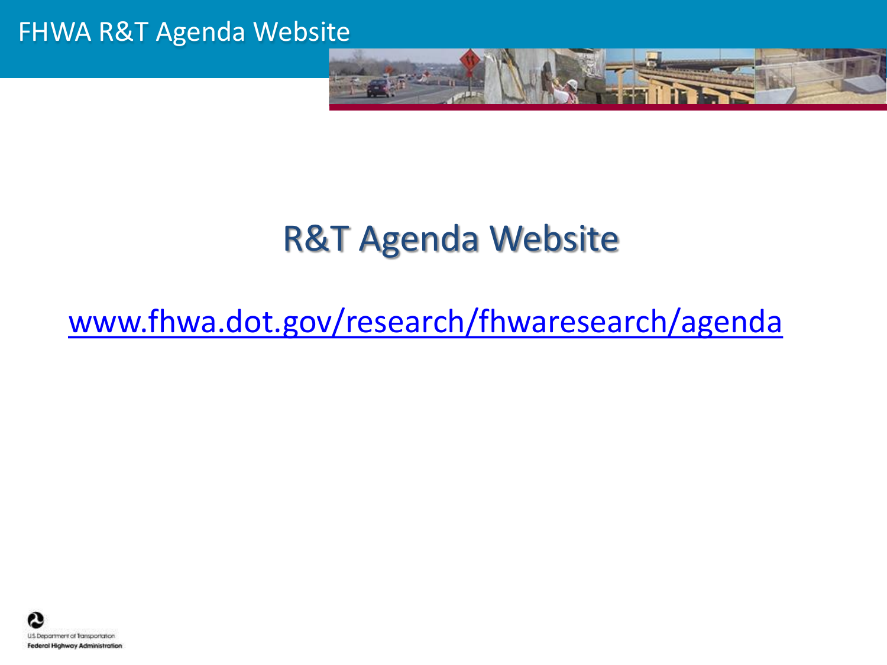# FHWA R&T Agenda Website

## R&T Agenda Website

www.fhwa.dot.gov/research/fhwaresearch/agenda